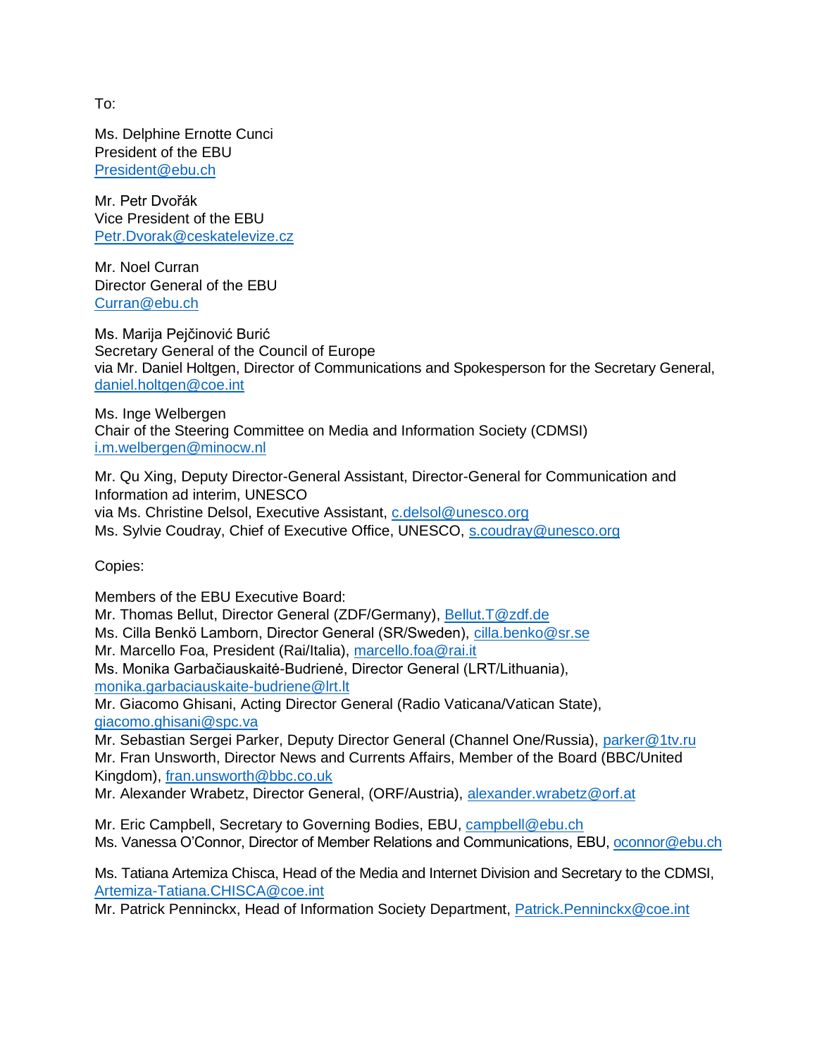To:

Ms. Delphine Ernotte Cunci
President of the EBU
President@ebu.ch

Mr. Petr Dvořák
Vice President of the EBU
Petr.Dvorak@ceskatelevize.cz

Mr. Noel Curran
Director General of the EBU
Curran@ebu.ch

Ms. Marija Pejčinović Burić
Secretary General of the Council of Europe
via Mr. Daniel Holtgen, Director of Communications and Spokesperson for the Secretary General, daniel.holtgen@coe.int

Ms. Inge Welbergen
Chair of the Steering Committee on Media and Information Society (CDMSI)
i.m.welbergen@minocw.nl

Mr. Qu Xing, Deputy Director-General Assistant, Director-General for Communication and Information ad interim, UNESCO
via Ms. Christine Delsol, Executive Assistant, c.delsol@unesco.org
Ms. Sylvie Coudray, Chief of Executive Office, UNESCO, s.coudray@unesco.org

Copies:

Members of the EBU Executive Board:
Mr. Thomas Bellut, Director General (ZDF/Germany), Bellut.T@zdf.de
Ms. Cilla Benkö Lamborn, Director General (SR/Sweden), cilla.benko@sr.se
Mr. Marcello Foa, President (Rai/Italia), marcello.foa@rai.it
Ms. Monika Garbačiauskaitė-Budrienė, Director General (LRT/Lithuania), monika.garbaciauskaite-budriene@lrt.lt
Mr. Giacomo Ghisani, Acting Director General (Radio Vaticana/Vatican State), giacomo.ghisani@spc.va
Mr. Sebastian Sergei Parker, Deputy Director General (Channel One/Russia), parker@1tv.ru
Mr. Fran Unsworth, Director News and Currents Affairs, Member of the Board (BBC/United Kingdom), fran.unsworth@bbc.co.uk
Mr. Alexander Wrabetz, Director General, (ORF/Austria), alexander.wrabetz@orf.at

Mr. Eric Campbell, Secretary to Governing Bodies, EBU, campbell@ebu.ch
Ms. Vanessa O'Connor, Director of Member Relations and Communications, EBU, oconnor@ebu.ch

Ms. Tatiana Artemiza Chisca, Head of the Media and Internet Division and Secretary to the CDMSI, Artemiza-Tatiana.CHISCA@coe.int
Mr. Patrick Penninckx, Head of Information Society Department, Patrick.Penninckx@coe.int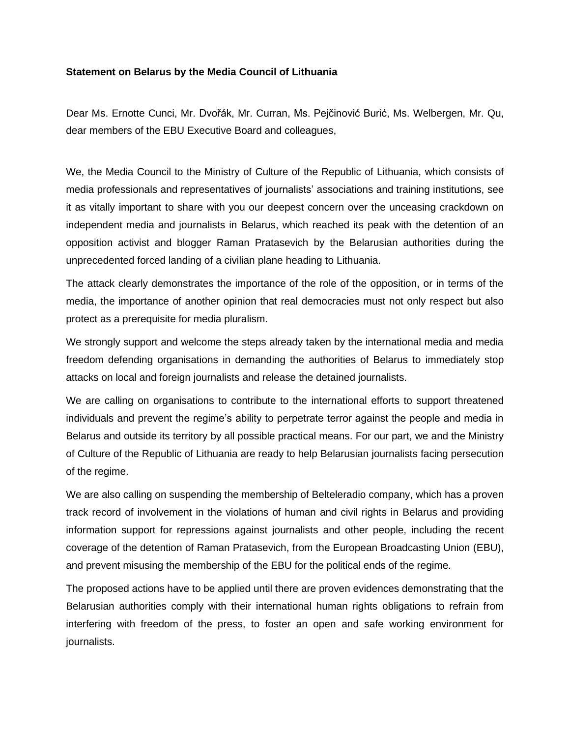**Statement on Belarus by the Media Council of Lithuania**

Dear Ms. Ernotte Cunci, Mr. Dvořák, Mr. Curran, Ms. Pejčinović Burić, Ms. Welbergen, Mr. Qu, dear members of the EBU Executive Board and colleagues,

We, the Media Council to the Ministry of Culture of the Republic of Lithuania, which consists of media professionals and representatives of journalists' associations and training institutions, see it as vitally important to share with you our deepest concern over the unceasing crackdown on independent media and journalists in Belarus, which reached its peak with the detention of an opposition activist and blogger Raman Pratasevich by the Belarusian authorities during the unprecedented forced landing of a civilian plane heading to Lithuania.

The attack clearly demonstrates the importance of the role of the opposition, or in terms of the media, the importance of another opinion that real democracies must not only respect but also protect as a prerequisite for media pluralism.

We strongly support and welcome the steps already taken by the international media and media freedom defending organisations in demanding the authorities of Belarus to immediately stop attacks on local and foreign journalists and release the detained journalists.

We are calling on organisations to contribute to the international efforts to support threatened individuals and prevent the regime's ability to perpetrate terror against the people and media in Belarus and outside its territory by all possible practical means. For our part, we and the Ministry of Culture of the Republic of Lithuania are ready to help Belarusian journalists facing persecution of the regime.

We are also calling on suspending the membership of Belteleradio company, which has a proven track record of involvement in the violations of human and civil rights in Belarus and providing information support for repressions against journalists and other people, including the recent coverage of the detention of Raman Pratasevich, from the European Broadcasting Union (EBU), and prevent misusing the membership of the EBU for the political ends of the regime.

The proposed actions have to be applied until there are proven evidences demonstrating that the Belarusian authorities comply with their international human rights obligations to refrain from interfering with freedom of the press, to foster an open and safe working environment for journalists.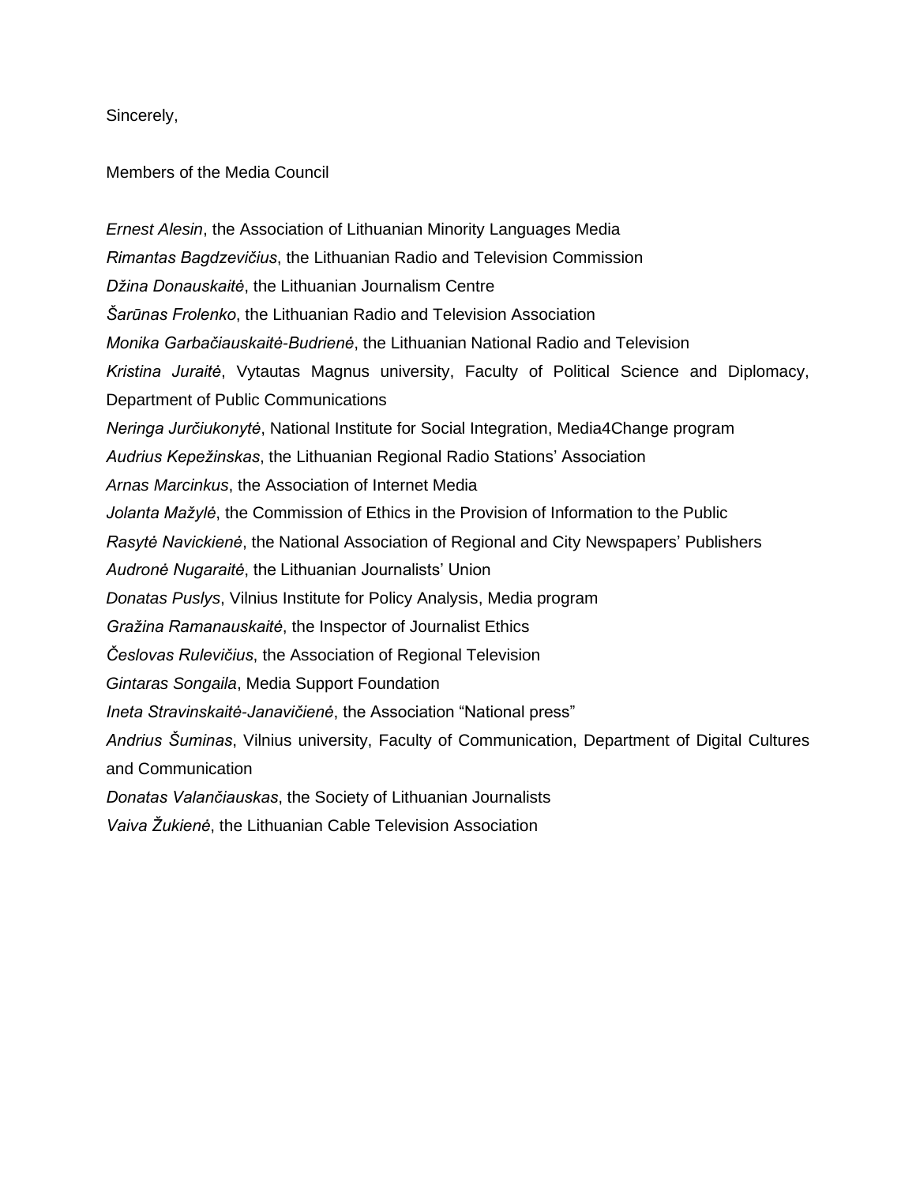Sincerely,

Members of the Media Council

*Ernest Alesin*, the Association of Lithuanian Minority Languages Media
*Rimantas Bagdzevičius*, the Lithuanian Radio and Television Commission
*Džina Donauskaitė*, the Lithuanian Journalism Centre
*Šarūnas Frolenko*, the Lithuanian Radio and Television Association
*Monika Garbačiauskaitė-Budrienė*, the Lithuanian National Radio and Television
*Kristina Juraitė*, Vytautas Magnus university, Faculty of Political Science and Diplomacy, Department of Public Communications
*Neringa Jurčiukonytė*, National Institute for Social Integration, Media4Change program
*Audrius Kepežinskas*, the Lithuanian Regional Radio Stations' Association
*Arnas Marcinkus*, the Association of Internet Media
*Jolanta Mažylė*, the Commission of Ethics in the Provision of Information to the Public
*Rasytė Navickienė*, the National Association of Regional and City Newspapers' Publishers
*Audronė Nugaraitė*, the Lithuanian Journalists' Union
*Donatas Puslys*, Vilnius Institute for Policy Analysis, Media program
*Gražina Ramanauskaitė*, the Inspector of Journalist Ethics
*Česlovas Rulevičius*, the Association of Regional Television
*Gintaras Songaila*, Media Support Foundation
*Ineta Stravinskaitė-Janavičienė*, the Association "National press"
*Andrius Šuminas*, Vilnius university, Faculty of Communication, Department of Digital Cultures and Communication
*Donatas Valančiauskas*, the Society of Lithuanian Journalists
*Vaiva Žukienė*, the Lithuanian Cable Television Association